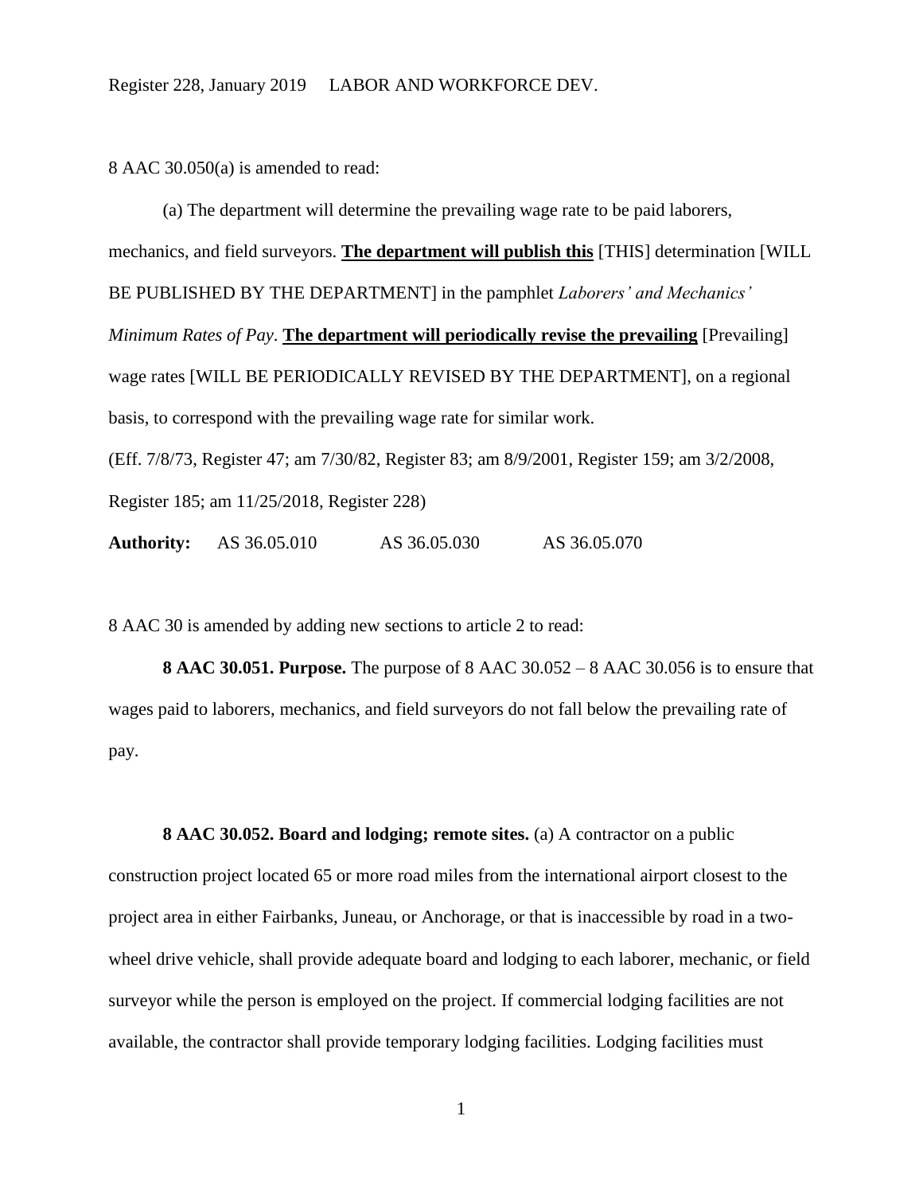8 AAC 30.050(a) is amended to read:

(a) The department will determine the prevailing wage rate to be paid laborers, mechanics, and field surveyors. **<u>The department will publish this</u>** [THIS] determination [WILL BE PUBLISHED BY THE DEPARTMENT] in the pamphlet *Laborers' and Mechanics' Minimum Rates of Pay*. **<u>The department will periodically revise the prevailing</u>** [Prevailing] wage rates [WILL BE PERIODICALLY REVISED BY THE DEPARTMENT], on a regional basis, to correspond with the prevailing wage rate for similar work.

(Eff. 7/8/73, Register 47; am 7/30/82, Register 83; am 8/9/2001, Register 159; am 3/2/2008, Register 185; am 11/25/2018, Register 228)

**Authority:** AS 36.05.010 AS 36.05.030 AS 36.05.070

8 AAC 30 is amended by adding new sections to article 2 to read:

**8 AAC 30.051. Purpose.** The purpose of 8 AAC 30.052 – 8 AAC 30.056 is to ensure that wages paid to laborers, mechanics, and field surveyors do not fall below the prevailing rate of pay.

**8 AAC 30.052. Board and lodging; remote sites.** (a) A contractor on a public construction project located 65 or more road miles from the international airport closest to the project area in either Fairbanks, Juneau, or Anchorage, or that is inaccessible by road in a two-wheel drive vehicle, shall provide adequate board and lodging to each laborer, mechanic, or field surveyor while the person is employed on the project. If commercial lodging facilities are not available, the contractor shall provide temporary lodging facilities. Lodging facilities must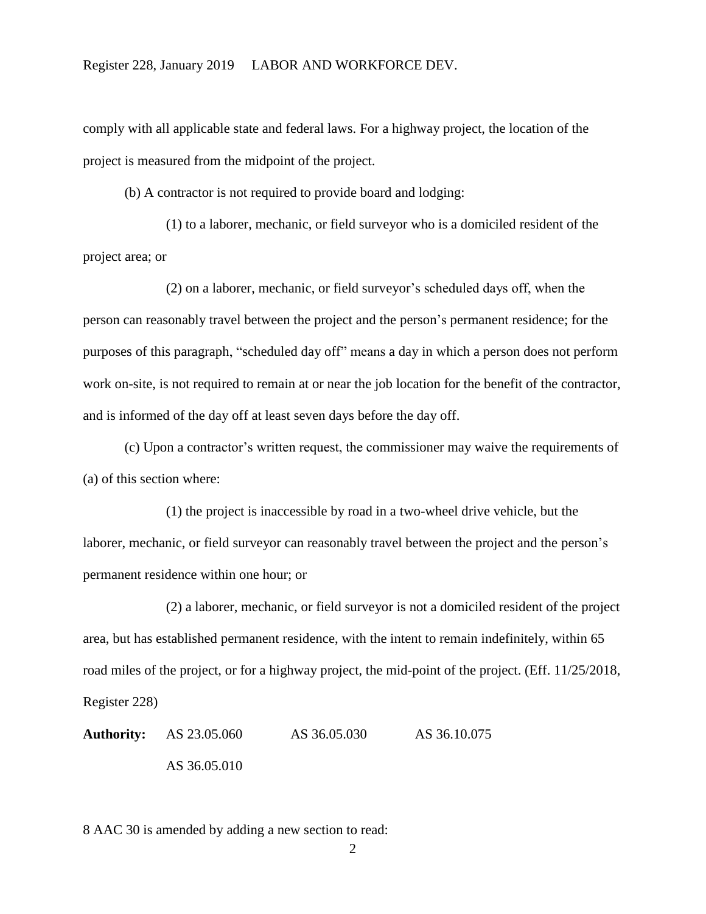comply with all applicable state and federal laws. For a highway project, the location of the project is measured from the midpoint of the project.

(b) A contractor is not required to provide board and lodging:

(1) to a laborer, mechanic, or field surveyor who is a domiciled resident of the project area; or

(2) on a laborer, mechanic, or field surveyor's scheduled days off, when the person can reasonably travel between the project and the person's permanent residence; for the purposes of this paragraph, "scheduled day off" means a day in which a person does not perform work on-site, is not required to remain at or near the job location for the benefit of the contractor, and is informed of the day off at least seven days before the day off.

(c) Upon a contractor's written request, the commissioner may waive the requirements of (a) of this section where:

(1) the project is inaccessible by road in a two-wheel drive vehicle, but the laborer, mechanic, or field surveyor can reasonably travel between the project and the person's permanent residence within one hour; or

(2) a laborer, mechanic, or field surveyor is not a domiciled resident of the project area, but has established permanent residence, with the intent to remain indefinitely, within 65 road miles of the project, or for a highway project, the mid-point of the project. (Eff. 11/25/2018, Register 228)

**Authority:** AS 23.05.060 AS 36.05.030 AS 36.10.075
AS 36.05.010

8 AAC 30 is amended by adding a new section to read: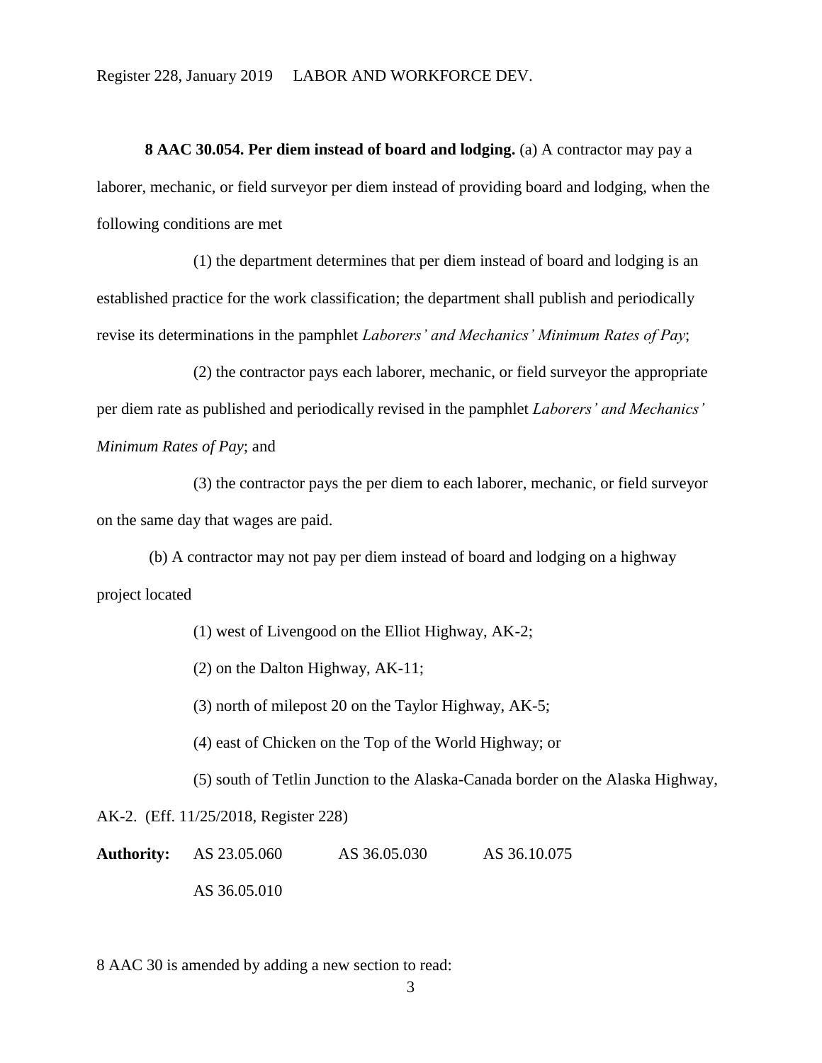**8 AAC 30.054. Per diem instead of board and lodging.** (a) A contractor may pay a laborer, mechanic, or field surveyor per diem instead of providing board and lodging, when the following conditions are met

(1) the department determines that per diem instead of board and lodging is an established practice for the work classification; the department shall publish and periodically revise its determinations in the pamphlet *Laborers' and Mechanics' Minimum Rates of Pay*;

(2) the contractor pays each laborer, mechanic, or field surveyor the appropriate per diem rate as published and periodically revised in the pamphlet *Laborers' and Mechanics' Minimum Rates of Pay*; and

(3) the contractor pays the per diem to each laborer, mechanic, or field surveyor on the same day that wages are paid.

(b) A contractor may not pay per diem instead of board and lodging on a highway project located

(1) west of Livengood on the Elliot Highway, AK-2;

(2) on the Dalton Highway, AK-11;

(3) north of milepost 20 on the Taylor Highway, AK-5;

(4) east of Chicken on the Top of the World Highway; or

(5) south of Tetlin Junction to the Alaska-Canada border on the Alaska Highway, AK-2. (Eff. 11/25/2018, Register 228)

**Authority:** AS 23.05.060 AS 36.05.030 AS 36.10.075
AS 36.05.010

8 AAC 30 is amended by adding a new section to read: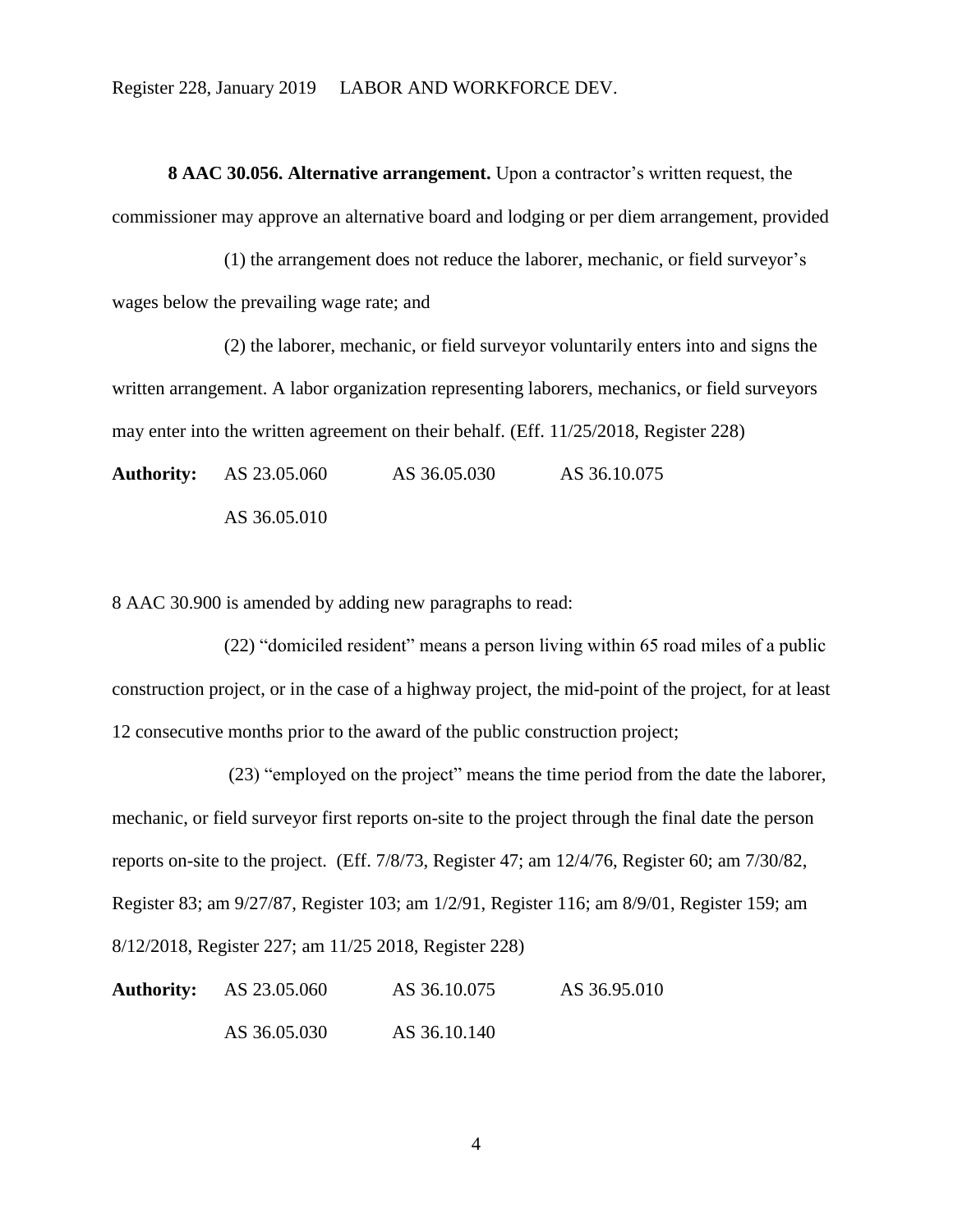**8 AAC 30.056. Alternative arrangement.** Upon a contractor's written request, the commissioner may approve an alternative board and lodging or per diem arrangement, provided

(1) the arrangement does not reduce the laborer, mechanic, or field surveyor's wages below the prevailing wage rate; and

(2) the laborer, mechanic, or field surveyor voluntarily enters into and signs the written arrangement. A labor organization representing laborers, mechanics, or field surveyors may enter into the written agreement on their behalf. (Eff. 11/25/2018, Register 228)

**Authority:** AS 23.05.060 AS 36.05.030 AS 36.10.075
AS 36.05.010

8 AAC 30.900 is amended by adding new paragraphs to read:

(22) "domiciled resident" means a person living within 65 road miles of a public construction project, or in the case of a highway project, the mid-point of the project, for at least 12 consecutive months prior to the award of the public construction project;

(23) "employed on the project" means the time period from the date the laborer, mechanic, or field surveyor first reports on-site to the project through the final date the person reports on-site to the project. (Eff. 7/8/73, Register 47; am 12/4/76, Register 60; am 7/30/82, Register 83; am 9/27/87, Register 103; am 1/2/91, Register 116; am 8/9/01, Register 159; am 8/12/2018, Register 227; am 11/25 2018, Register 228)

**Authority:** AS 23.05.060 AS 36.10.075 AS 36.95.010
AS 36.05.030 AS 36.10.140